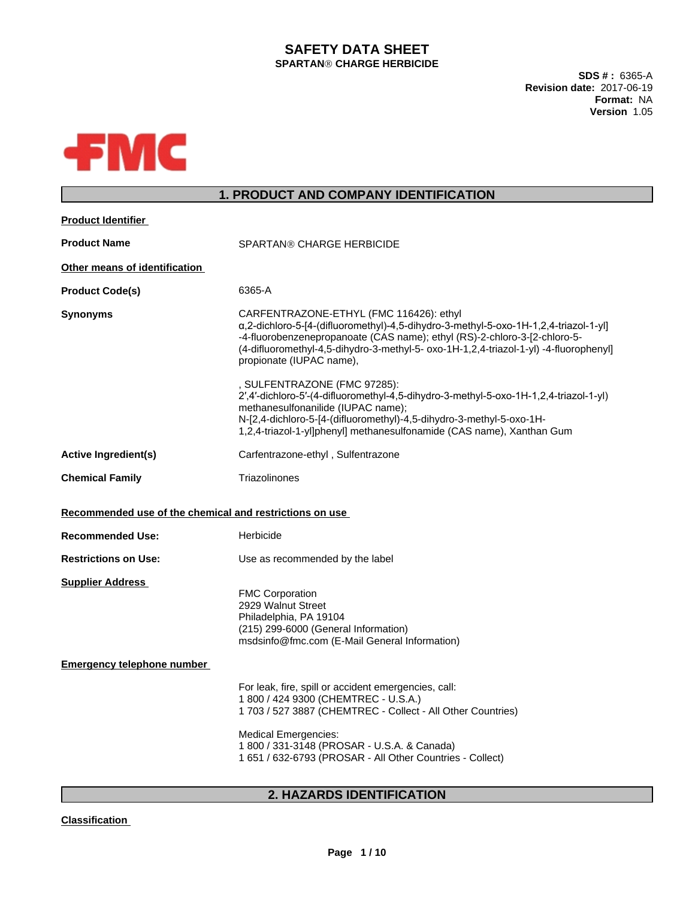# SAFETY DATA SHEET

**SPARTAN® CHARGE HERBICIDE**

**SDS # :** 6365-A
**Revision date:** 2017-06-19
**Format:** NA
**Version** 1.05

## 1. PRODUCT AND COMPANY IDENTIFICATION

**Product Identifier**

**Product Name** SPARTAN® CHARGE HERBICIDE

**Other means of identification**

**Product Code(s)** 6365-A

**Synonyms** CARFENTRAZONE-ETHYL (FMC 116426): ethyl α,2-dichloro-5-[4-(difluoromethyl)-4,5-dihydro-3-methyl-5-oxo-1H-1,2,4-triazol-1-yl] -4-fluorobenzenepropanoate (CAS name); ethyl (RS)-2-chloro-3-[2-chloro-5-(4-difluoromethyl-4,5-dihydro-3-methyl-5- oxo-1H-1,2,4-triazol-1-yl) -4-fluorophenyl] propionate (IUPAC name),

, SULFENTRAZONE (FMC 97285): 2′,4′-dichloro-5′-(4-difluoromethyl-4,5-dihydro-3-methyl-5-oxo-1H-1,2,4-triazol-1-yl) methanesulfonanilide (IUPAC name); N-[2,4-dichloro-5-[4-(difluoromethyl)-4,5-dihydro-3-methyl-5-oxo-1H-1,2,4-triazol-1-yl]phenyl] methanesulfonamide (CAS name), Xanthan Gum

**Active Ingredient(s)** Carfentrazone-ethyl , Sulfentrazone

**Chemical Family** Triazolinones

**Recommended use of the chemical and restrictions on use**

**Recommended Use:** Herbicide

**Restrictions on Use:** Use as recommended by the label

**Supplier Address**

FMC Corporation
2929 Walnut Street
Philadelphia, PA 19104
(215) 299-6000 (General Information)
msdsinfo@fmc.com (E-Mail General Information)

**Emergency telephone number**

For leak, fire, spill or accident emergencies, call:
1 800 / 424 9300 (CHEMTREC - U.S.A.)
1 703 / 527 3887 (CHEMTREC - Collect - All Other Countries)

Medical Emergencies:
1 800 / 331-3148 (PROSAR - U.S.A. & Canada)
1 651 / 632-6793 (PROSAR - All Other Countries - Collect)

## 2. HAZARDS IDENTIFICATION

**Classification**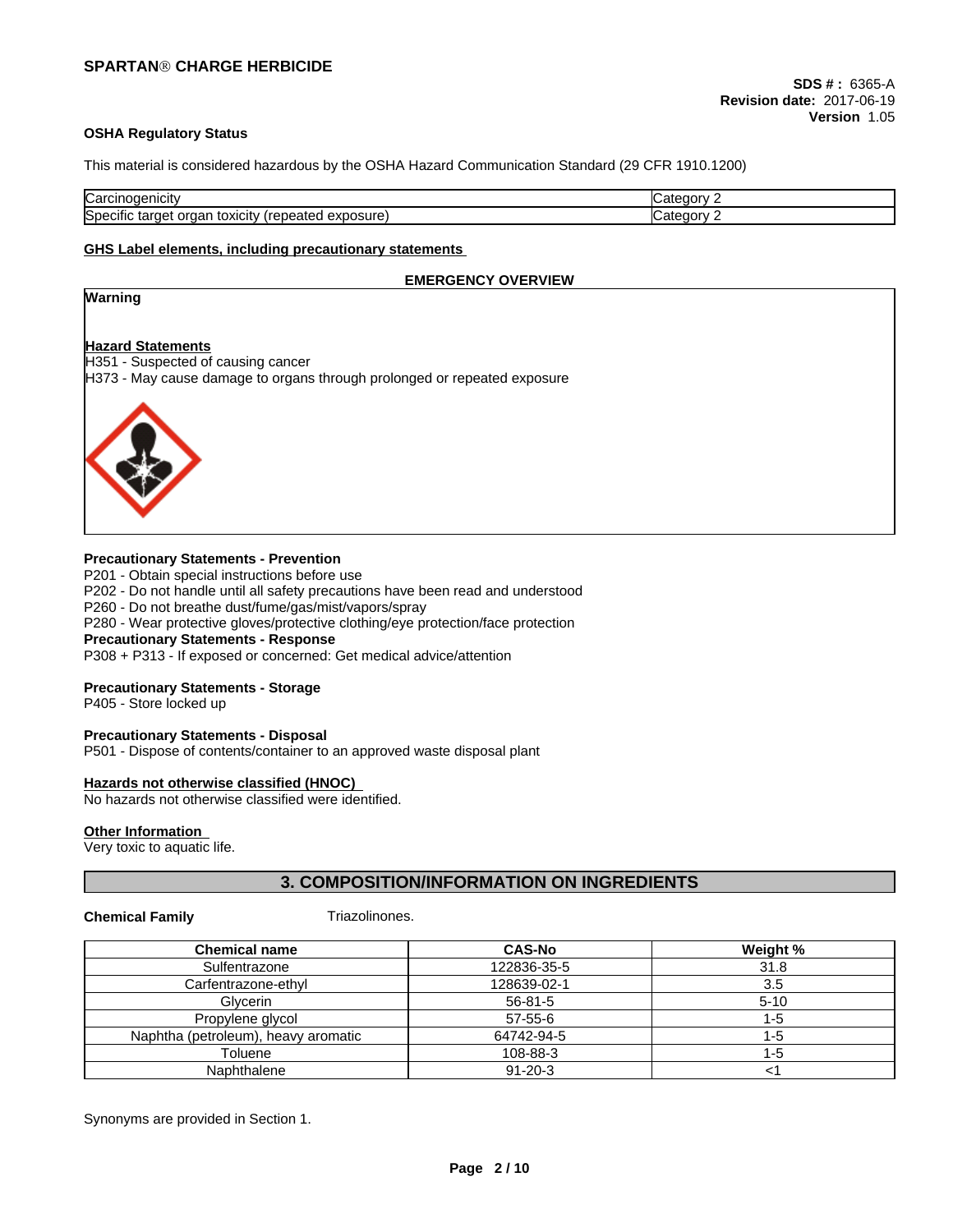**SDS # :** 6365-A
**Revision date:** 2017-06-19
**Version** 1.05

**OSHA Regulatory Status**

This material is considered hazardous by the OSHA Hazard Communication Standard (29 CFR 1910.1200)

| | |
|---|---|
| Carcinogenicity | Category 2 |
| Specific target organ toxicity (repeated exposure) | Category 2 |

**GHS Label elements, including precautionary statements**

**EMERGENCY OVERVIEW**

**Warning**

**Hazard Statements**

H351 - Suspected of causing cancer
H373 - May cause damage to organs through prolonged or repeated exposure

**Precautionary Statements - Prevention**

P201 - Obtain special instructions before use
P202 - Do not handle until all safety precautions have been read and understood
P260 - Do not breathe dust/fume/gas/mist/vapors/spray
P280 - Wear protective gloves/protective clothing/eye protection/face protection

**Precautionary Statements - Response**

P308 + P313 - If exposed or concerned: Get medical advice/attention

**Precautionary Statements - Storage**

P405 - Store locked up

**Precautionary Statements - Disposal**

P501 - Dispose of contents/container to an approved waste disposal plant

**Hazards not otherwise classified (HNOC)**

No hazards not otherwise classified were identified.

**Other Information**

Very toxic to aquatic life.

## 3. COMPOSITION/INFORMATION ON INGREDIENTS

**Chemical Family** Triazolinones.

| Chemical name | CAS-No | Weight % |
|---|---|---|
| Sulfentrazone | 122836-35-5 | 31.8 |
| Carfentrazone-ethyl | 128639-02-1 | 3.5 |
| Glycerin | 56-81-5 | 5-10 |
| Propylene glycol | 57-55-6 | 1-5 |
| Naphtha (petroleum), heavy aromatic | 64742-94-5 | 1-5 |
| Toluene | 108-88-3 | 1-5 |
| Naphthalene | 91-20-3 | <1 |

Synonyms are provided in Section 1.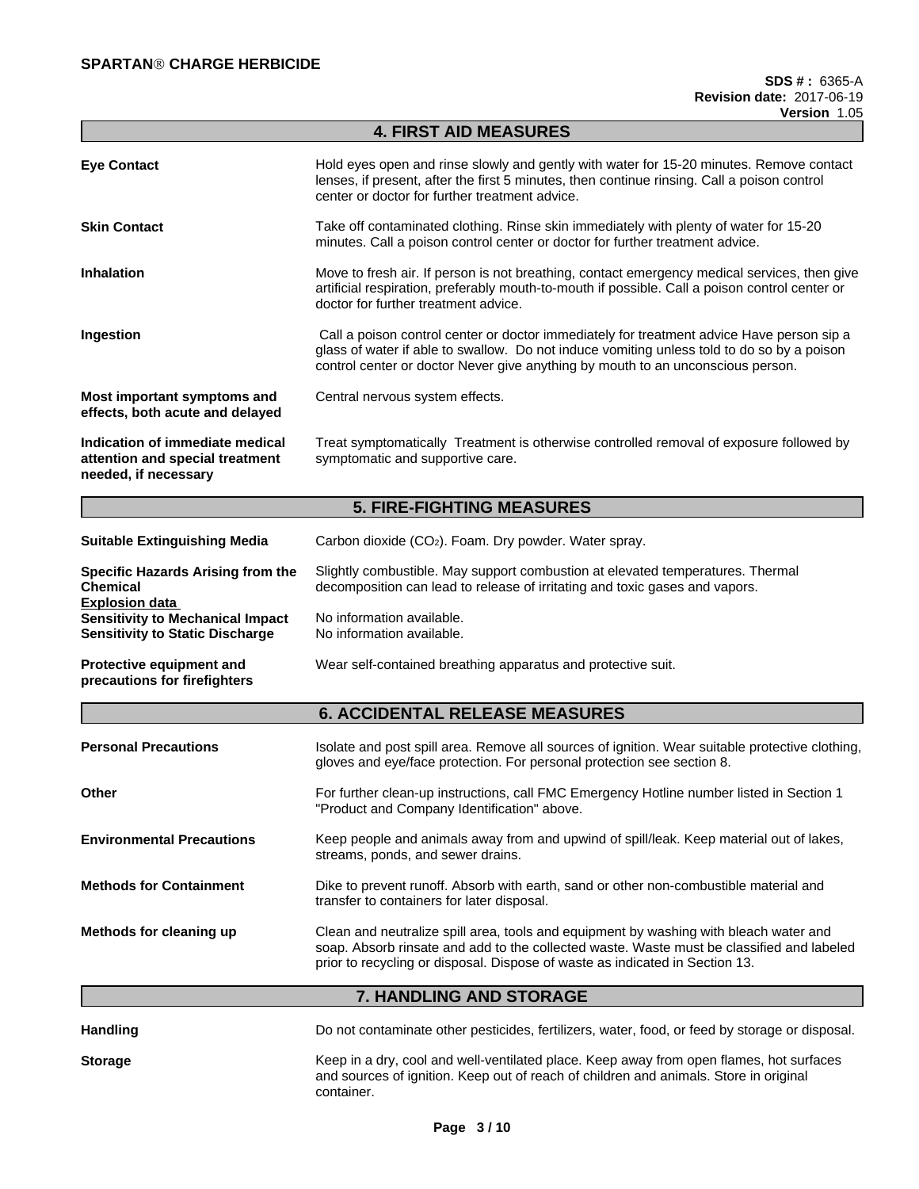## 4. FIRST AID MEASURES

**Eye Contact** Hold eyes open and rinse slowly and gently with water for 15-20 minutes. Remove contact lenses, if present, after the first 5 minutes, then continue rinsing. Call a poison control center or doctor for further treatment advice.

**Skin Contact** Take off contaminated clothing. Rinse skin immediately with plenty of water for 15-20 minutes. Call a poison control center or doctor for further treatment advice.

**Inhalation** Move to fresh air. If person is not breathing, contact emergency medical services, then give artificial respiration, preferably mouth-to-mouth if possible. Call a poison control center or doctor for further treatment advice.

**Ingestion** Call a poison control center or doctor immediately for treatment advice Have person sip a glass of water if able to swallow. Do not induce vomiting unless told to do so by a poison control center or doctor Never give anything by mouth to an unconscious person.

**Most important symptoms and effects, both acute and delayed** Central nervous system effects.

**Indication of immediate medical attention and special treatment needed, if necessary** Treat symptomatically Treatment is otherwise controlled removal of exposure followed by symptomatic and supportive care.

## 5. FIRE-FIGHTING MEASURES

**Suitable Extinguishing Media** Carbon dioxide ($CO_2$). Foam. Dry powder. Water spray.

**Specific Hazards Arising from the Chemical** Slightly combustible. May support combustion at elevated temperatures. Thermal decomposition can lead to release of irritating and toxic gases and vapors.

**Explosion data**

**Sensitivity to Mechanical Impact** No information available.

**Sensitivity to Static Discharge** No information available.

**Protective equipment and precautions for firefighters** Wear self-contained breathing apparatus and protective suit.

## 6. ACCIDENTAL RELEASE MEASURES

**Personal Precautions** Isolate and post spill area. Remove all sources of ignition. Wear suitable protective clothing, gloves and eye/face protection. For personal protection see section 8.

**Other** For further clean-up instructions, call FMC Emergency Hotline number listed in Section 1 "Product and Company Identification" above.

**Environmental Precautions** Keep people and animals away from and upwind of spill/leak. Keep material out of lakes, streams, ponds, and sewer drains.

**Methods for Containment** Dike to prevent runoff. Absorb with earth, sand or other non-combustible material and transfer to containers for later disposal.

**Methods for cleaning up** Clean and neutralize spill area, tools and equipment by washing with bleach water and soap. Absorb rinsate and add to the collected waste. Waste must be classified and labeled prior to recycling or disposal. Dispose of waste as indicated in Section 13.

## 7. HANDLING AND STORAGE

**Handling** Do not contaminate other pesticides, fertilizers, water, food, or feed by storage or disposal.

**Storage** Keep in a dry, cool and well-ventilated place. Keep away from open flames, hot surfaces and sources of ignition. Keep out of reach of children and animals. Store in original container.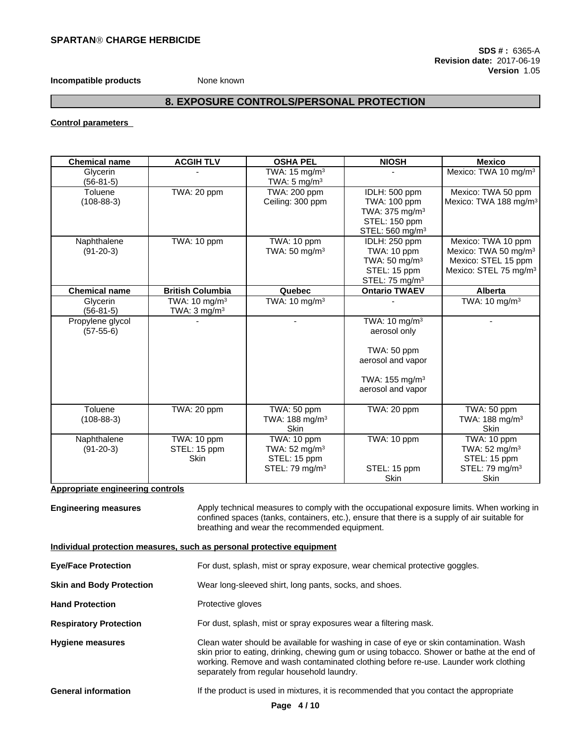**Incompatible products** None known

## 8. EXPOSURE CONTROLS/PERSONAL PROTECTION

**Control parameters**

| Chemical name | ACGIH TLV | OSHA PEL | NIOSH | Mexico |
|---|---|---|---|---|
| Glycerin (56-81-5) | - | TWA: 15 mg/m³ TWA: 5 mg/m³ | - | Mexico: TWA 10 mg/m³ |
| Toluene (108-88-3) | TWA: 20 ppm | TWA: 200 ppm Ceiling: 300 ppm | IDLH: 500 ppm TWA: 100 ppm TWA: 375 mg/m³ STEL: 150 ppm STEL: 560 mg/m³ | Mexico: TWA 50 ppm Mexico: TWA 188 mg/m³ |
| Naphthalene (91-20-3) | TWA: 10 ppm | TWA: 10 ppm TWA: 50 mg/m³ | IDLH: 250 ppm TWA: 10 ppm TWA: 50 mg/m³ STEL: 15 ppm STEL: 75 mg/m³ | Mexico: TWA 10 ppm Mexico: TWA 50 mg/m³ Mexico: STEL 15 ppm Mexico: STEL 75 mg/m³ |
| **Chemical name** | **British Columbia** | **Quebec** | **Ontario TWAEV** | **Alberta** |
| Glycerin (56-81-5) | TWA: 10 mg/m³ TWA: 3 mg/m³ | TWA: 10 mg/m³ | - | TWA: 10 mg/m³ |
| Propylene glycol (57-55-6) | - | - | TWA: 10 mg/m³ aerosol only TWA: 50 ppm aerosol and vapor TWA: 155 mg/m³ aerosol and vapor | - |
| Toluene (108-88-3) | TWA: 20 ppm | TWA: 50 ppm TWA: 188 mg/m³ Skin | TWA: 20 ppm | TWA: 50 ppm TWA: 188 mg/m³ Skin |
| Naphthalene (91-20-3) | TWA: 10 ppm STEL: 15 ppm Skin | TWA: 10 ppm TWA: 52 mg/m³ STEL: 15 ppm STEL: 79 mg/m³ | TWA: 10 ppm STEL: 15 ppm Skin | TWA: 10 ppm TWA: 52 mg/m³ STEL: 15 ppm STEL: 79 mg/m³ Skin |

**Appropriate engineering controls**

**Engineering measures** Apply technical measures to comply with the occupational exposure limits. When working in confined spaces (tanks, containers, etc.), ensure that there is a supply of air suitable for breathing and wear the recommended equipment.

**Individual protection measures, such as personal protective equipment**

**Eye/Face Protection** For dust, splash, mist or spray exposure, wear chemical protective goggles.

**Skin and Body Protection** Wear long-sleeved shirt, long pants, socks, and shoes.

**Hand Protection** Protective gloves

**Respiratory Protection** For dust, splash, mist or spray exposures wear a filtering mask.

**Hygiene measures** Clean water should be available for washing in case of eye or skin contamination. Wash skin prior to eating, drinking, chewing gum or using tobacco. Shower or bathe at the end of working. Remove and wash contaminated clothing before re-use. Launder work clothing separately from regular household laundry.

**General information** If the product is used in mixtures, it is recommended that you contact the appropriate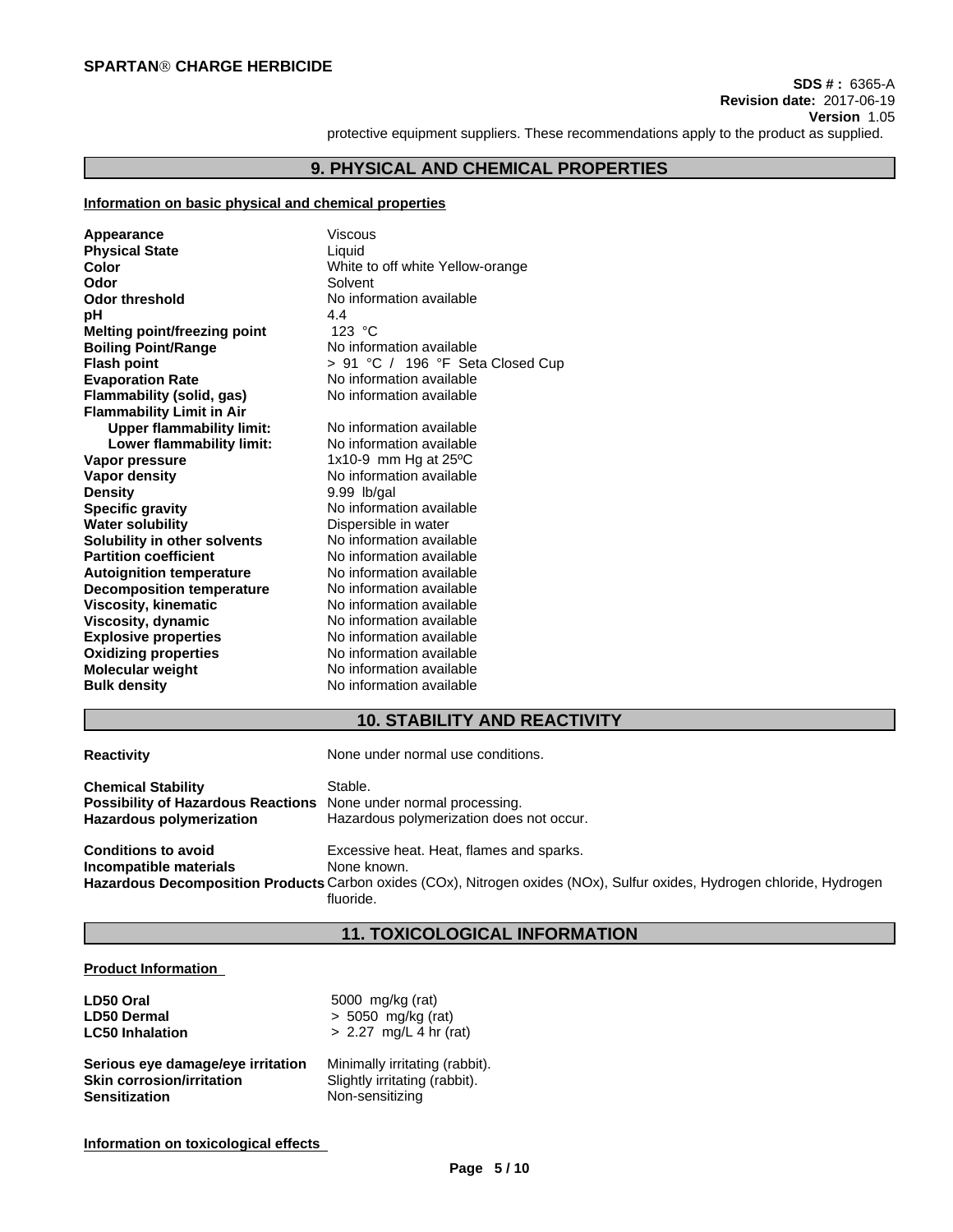protective equipment suppliers. These recommendations apply to the product as supplied.

## 9. PHYSICAL AND CHEMICAL PROPERTIES

**Information on basic physical and chemical properties**

| | |
|---|---|
| **Appearance** | Viscous |
| **Physical State** | Liquid |
| **Color** | White to off white Yellow-orange |
| **Odor** | Solvent |
| **Odor threshold** | No information available |
| **pH** | 4.4 |
| **Melting point/freezing point** | 123 °C |
| **Boiling Point/Range** | No information available |
| **Flash point** | > 91 °C / 196 °F Seta Closed Cup |
| **Evaporation Rate** | No information available |
| **Flammability (solid, gas)** | No information available |
| **Flammability Limit in Air** | |
| **Upper flammability limit:** | No information available |
| **Lower flammability limit:** | No information available |
| **Vapor pressure** | 1x10-9 mm Hg at 25ºC |
| **Vapor density** | No information available |
| **Density** | 9.99 lb/gal |
| **Specific gravity** | No information available |
| **Water solubility** | Dispersible in water |
| **Solubility in other solvents** | No information available |
| **Partition coefficient** | No information available |
| **Autoignition temperature** | No information available |
| **Decomposition temperature** | No information available |
| **Viscosity, kinematic** | No information available |
| **Viscosity, dynamic** | No information available |
| **Explosive properties** | No information available |
| **Oxidizing properties** | No information available |
| **Molecular weight** | No information available |
| **Bulk density** | No information available |

## 10. STABILITY AND REACTIVITY

| | |
|---|---|
| **Reactivity** | None under normal use conditions. |
| **Chemical Stability** | Stable. |
| **Possibility of Hazardous Reactions** | None under normal processing. |
| **Hazardous polymerization** | Hazardous polymerization does not occur. |
| **Conditions to avoid** | Excessive heat. Heat, flames and sparks. |
| **Incompatible materials** | None known. |
| **Hazardous Decomposition Products** | Carbon oxides (COx), Nitrogen oxides (NOx), Sulfur oxides, Hydrogen chloride, Hydrogen fluoride. |

## 11. TOXICOLOGICAL INFORMATION

**Product Information**

| | |
|---|---|
| **LD50 Oral** | 5000 mg/kg (rat) |
| **LD50 Dermal** | > 5050 mg/kg (rat) |
| **LC50 Inhalation** | > 2.27 mg/L 4 hr (rat) |
| **Serious eye damage/eye irritation** | Minimally irritating (rabbit). |
| **Skin corrosion/irritation** | Slightly irritating (rabbit). |
| **Sensitization** | Non-sensitizing |

**Information on toxicological effects**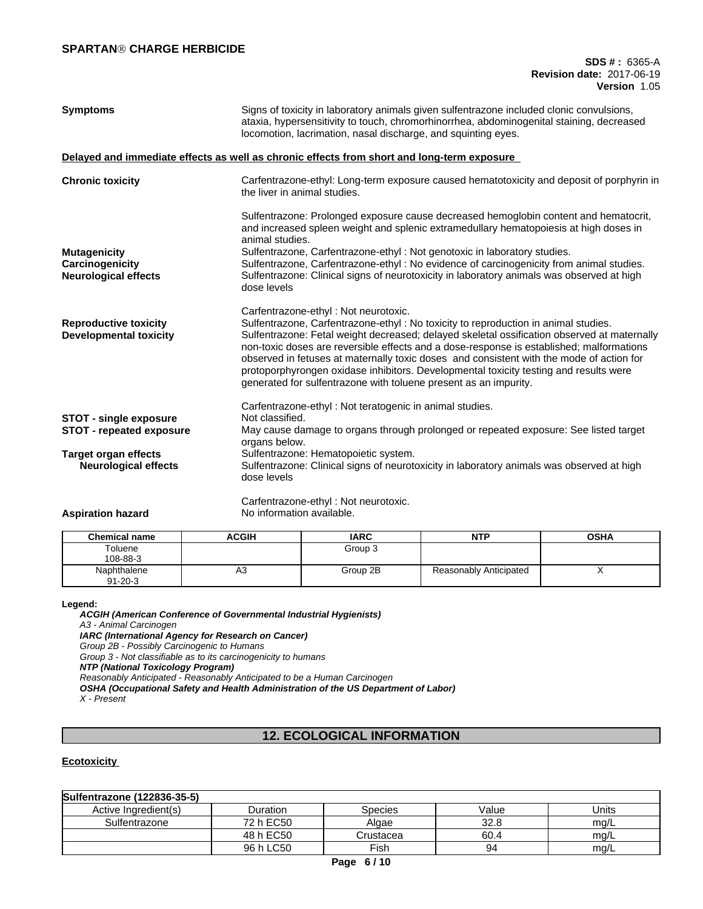**Symptoms** Signs of toxicity in laboratory animals given sulfentrazone included clonic convulsions, ataxia, hypersensitivity to touch, chromorhinorrhea, abdominogenital staining, decreased locomotion, lacrimation, nasal discharge, and squinting eyes.

**Delayed and immediate effects as well as chronic effects from short and long-term exposure**

**Chronic toxicity** Carfentrazone-ethyl: Long-term exposure caused hematotoxicity and deposit of porphyrin in the liver in animal studies.

Sulfentrazone: Prolonged exposure cause decreased hemoglobin content and hematocrit, and increased spleen weight and splenic extramedullary hematopoiesis at high doses in animal studies.

**Mutagenicity** Sulfentrazone, Carfentrazone-ethyl : Not genotoxic in laboratory studies.

**Carcinogenicity** Sulfentrazone, Carfentrazone-ethyl : No evidence of carcinogenicity from animal studies.

**Neurological effects** Sulfentrazone: Clinical signs of neurotoxicity in laboratory animals was observed at high dose levels

Carfentrazone-ethyl : Not neurotoxic.

**Reproductive toxicity** Sulfentrazone, Carfentrazone-ethyl : No toxicity to reproduction in animal studies.

**Developmental toxicity** Sulfentrazone: Fetal weight decreased; delayed skeletal ossification observed at maternally non-toxic doses are reversible effects and a dose-response is established; malformations observed in fetuses at maternally toxic doses and consistent with the mode of action for protoporphyrongen oxidase inhibitors. Developmental toxicity testing and results were generated for sulfentrazone with toluene present as an impurity.

Carfentrazone-ethyl : Not teratogenic in animal studies.

**STOT - single exposure** Not classified.

**STOT - repeated exposure** May cause damage to organs through prolonged or repeated exposure: See listed target organs below.

**Target organ effects** Sulfentrazone: Hematopoietic system.

**Neurological effects** Sulfentrazone: Clinical signs of neurotoxicity in laboratory animals was observed at high dose levels

Carfentrazone-ethyl : Not neurotoxic.

**Aspiration hazard** No information available.

| Chemical name | ACGIH | IARC | NTP | OSHA |
|---|---|---|---|---|
| Toluene<br>108-88-3 | | Group 3 | | |
| Naphthalene<br>91-20-3 | A3 | Group 2B | Reasonably Anticipated | X |

**Legend:**

***ACGIH (American Conference of Governmental Industrial Hygienists)***
*A3 - Animal Carcinogen*
***IARC (International Agency for Research on Cancer)***
*Group 2B - Possibly Carcinogenic to Humans*
*Group 3 - Not classifiable as to its carcinogenicity to humans*
***NTP (National Toxicology Program)***
*Reasonably Anticipated - Reasonably Anticipated to be a Human Carcinogen*
***OSHA (Occupational Safety and Health Administration of the US Department of Labor)***
*X - Present*

## 12. ECOLOGICAL INFORMATION

**Ecotoxicity**

| Sulfentrazone (122836-35-5) | | | | |
|---|---|---|---|---|
| Active Ingredient(s) | Duration | Species | Value | Units |
| Sulfentrazone | 72 h EC50 | Algae | 32.8 | mg/L |
| | 48 h EC50 | Crustacea | 60.4 | mg/L |
| | 96 h LC50 | Fish | 94 | mg/L |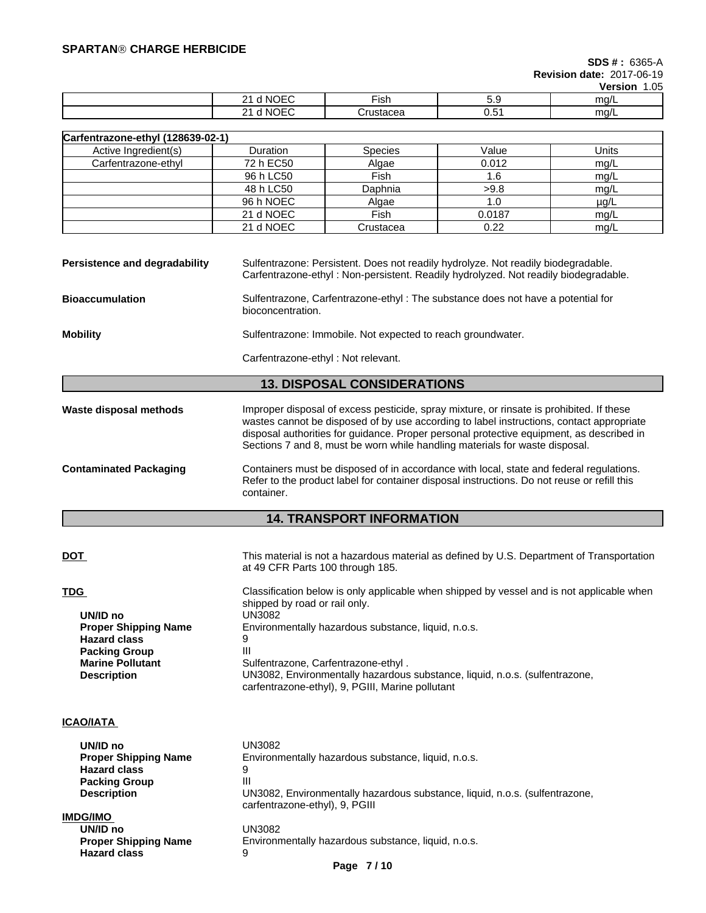| | | | | |
|---|---|---|---|---|
| | 21 d NOEC | Fish | 5.9 | mg/L |
| | 21 d NOEC | Crustacea | 0.51 | mg/L |

**Carfentrazone-ethyl (128639-02-1)**

| Active Ingredient(s) | Duration | Species | Value | Units |
|---|---|---|---|---|
| Carfentrazone-ethyl | 72 h EC50 | Algae | 0.012 | mg/L |
| | 96 h LC50 | Fish | 1.6 | mg/L |
| | 48 h LC50 | Daphnia | >9.8 | mg/L |
| | 96 h NOEC | Algae | 1.0 | µg/L |
| | 21 d NOEC | Fish | 0.0187 | mg/L |
| | 21 d NOEC | Crustacea | 0.22 | mg/L |

**Persistence and degradability** Sulfentrazone: Persistent. Does not readily hydrolyze. Not readily biodegradable. Carfentrazone-ethyl : Non-persistent. Readily hydrolyzed. Not readily biodegradable.

**Bioaccumulation** Sulfentrazone, Carfentrazone-ethyl : The substance does not have a potential for bioconcentration.

**Mobility** Sulfentrazone: Immobile. Not expected to reach groundwater.

Carfentrazone-ethyl : Not relevant.

## 13. DISPOSAL CONSIDERATIONS

**Waste disposal methods** Improper disposal of excess pesticide, spray mixture, or rinsate is prohibited. If these wastes cannot be disposed of by use according to label instructions, contact appropriate disposal authorities for guidance. Proper personal protective equipment, as described in Sections 7 and 8, must be worn while handling materials for waste disposal.

**Contaminated Packaging** Containers must be disposed of in accordance with local, state and federal regulations. Refer to the product label for container disposal instructions. Do not reuse or refill this container.

## 14. TRANSPORT INFORMATION

**DOT** This material is not a hazardous material as defined by U.S. Department of Transportation at 49 CFR Parts 100 through 185.

**TDG** Classification below is only applicable when shipped by vessel and is not applicable when shipped by road or rail only.

- **UN/ID no** UN3082
- **Proper Shipping Name** Environmentally hazardous substance, liquid, n.o.s.
- **Hazard class** 9
- **Packing Group** III
- **Marine Pollutant** Sulfentrazone, Carfentrazone-ethyl .
- **Description** UN3082, Environmentally hazardous substance, liquid, n.o.s. (sulfentrazone, carfentrazone-ethyl), 9, PGIII, Marine pollutant

**ICAO/IATA**

- **UN/ID no** UN3082
- **Proper Shipping Name** Environmentally hazardous substance, liquid, n.o.s.
- **Hazard class** 9
- **Packing Group** III
- **Description** UN3082, Environmentally hazardous substance, liquid, n.o.s. (sulfentrazone, carfentrazone-ethyl), 9, PGIII

**IMDG/IMO**

- **UN/ID no** UN3082
- **Proper Shipping Name** Environmentally hazardous substance, liquid, n.o.s.
- **Hazard class** 9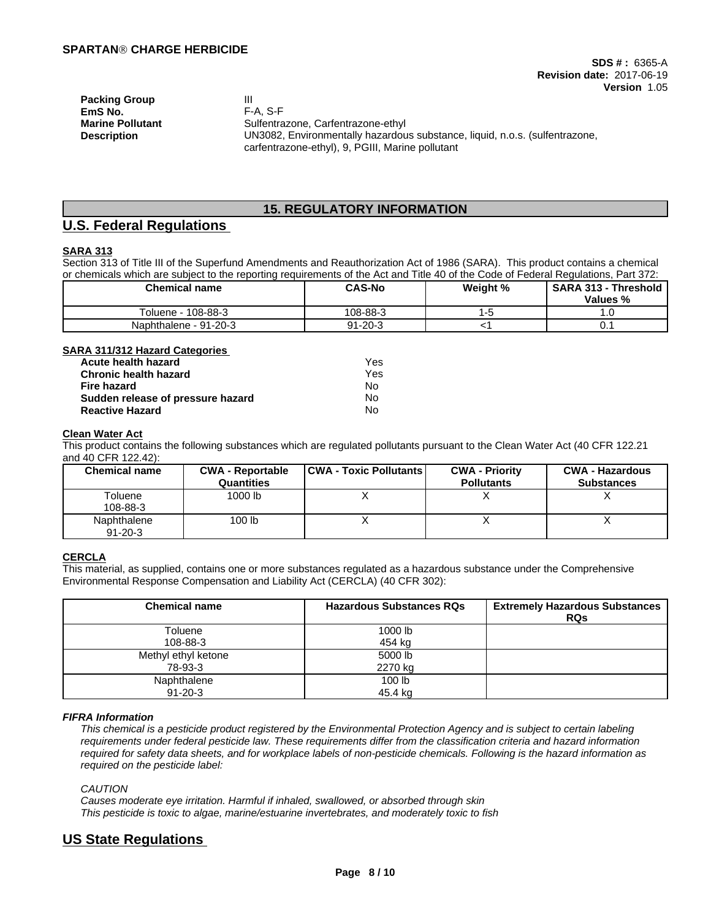| | |
|---|---|
| **Packing Group** | III |
| **EmS No.** | F-A, S-F |
| **Marine Pollutant** | Sulfentrazone, Carfentrazone-ethyl |
| **Description** | UN3082, Environmentally hazardous substance, liquid, n.o.s. (sulfentrazone, carfentrazone-ethyl), 9, PGIII, Marine pollutant |

## 15. REGULATORY INFORMATION

## U.S. Federal Regulations

**SARA 313**

Section 313 of Title III of the Superfund Amendments and Reauthorization Act of 1986 (SARA). This product contains a chemical or chemicals which are subject to the reporting requirements of the Act and Title 40 of the Code of Federal Regulations, Part 372:

| Chemical name | CAS-No | Weight % | SARA 313 - Threshold Values % |
|---|---|---|---|
| Toluene - 108-88-3 | 108-88-3 | 1-5 | 1.0 |
| Naphthalene - 91-20-3 | 91-20-3 | <1 | 0.1 |

**SARA 311/312 Hazard Categories**

| | |
|---|---|
| **Acute health hazard** | Yes |
| **Chronic health hazard** | Yes |
| **Fire hazard** | No |
| **Sudden release of pressure hazard** | No |
| **Reactive Hazard** | No |

**Clean Water Act**

This product contains the following substances which are regulated pollutants pursuant to the Clean Water Act (40 CFR 122.21 and 40 CFR 122.42):

| Chemical name | CWA - Reportable Quantities | CWA - Toxic Pollutants | CWA - Priority Pollutants | CWA - Hazardous Substances |
|---|---|---|---|---|
| Toluene 108-88-3 | 1000 lb | X | X | X |
| Naphthalene 91-20-3 | 100 lb | X | X | X |

**CERCLA**

This material, as supplied, contains one or more substances regulated as a hazardous substance under the Comprehensive Environmental Response Compensation and Liability Act (CERCLA) (40 CFR 302):

| Chemical name | Hazardous Substances RQs | Extremely Hazardous Substances RQs |
|---|---|---|
| Toluene 108-88-3 | 1000 lb 454 kg | |
| Methyl ethyl ketone 78-93-3 | 5000 lb 2270 kg | |
| Naphthalene 91-20-3 | 100 lb 45.4 kg | |

***FIFRA Information***

*This chemical is a pesticide product registered by the Environmental Protection Agency and is subject to certain labeling requirements under federal pesticide law. These requirements differ from the classification criteria and hazard information required for safety data sheets, and for workplace labels of non-pesticide chemicals. Following is the hazard information as required on the pesticide label:*

*CAUTION*
*Causes moderate eye irritation. Harmful if inhaled, swallowed, or absorbed through skin*
*This pesticide is toxic to algae, marine/estuarine invertebrates, and moderately toxic to fish*

## US State Regulations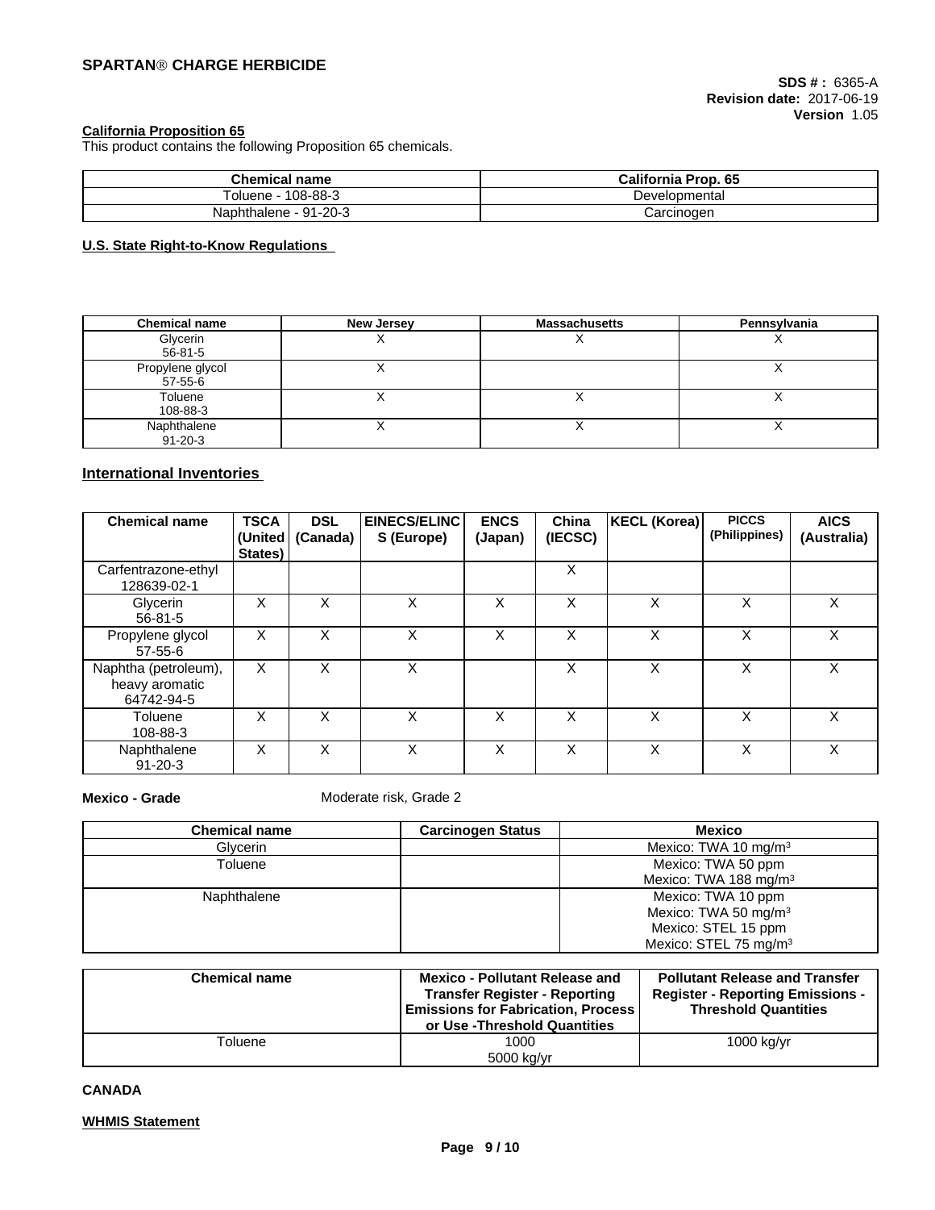#### California Proposition 65

This product contains the following Proposition 65 chemicals.

| Chemical name | California Prop. 65 |
|---|---|
| Toluene - 108-88-3 | Developmental |
| Naphthalene - 91-20-3 | Carcinogen |

#### U.S. State Right-to-Know Regulations

| Chemical name | New Jersey | Massachusetts | Pennsylvania |
|---|---|---|---|
| Glycerin<br>56-81-5 | X | X | X |
| Propylene glycol<br>57-55-6 | X | | X |
| Toluene<br>108-88-3 | X | X | X |
| Naphthalene<br>91-20-3 | X | X | X |

### International Inventories

| Chemical name | TSCA (United States) | DSL (Canada) | EINECS/ELINCS (Europe) | ENCS (Japan) | China (IECSC) | KECL (Korea) | PICCS (Philippines) | AICS (Australia) |
|---|---|---|---|---|---|---|---|---|
| Carfentrazone-ethyl<br>128639-02-1 | | | | | X | | | |
| Glycerin<br>56-81-5 | X | X | X | X | X | X | X | X |
| Propylene glycol<br>57-55-6 | X | X | X | X | X | X | X | X |
| Naphtha (petroleum), heavy aromatic<br>64742-94-5 | X | X | X | | X | X | X | X |
| Toluene<br>108-88-3 | X | X | X | X | X | X | X | X |
| Naphthalene<br>91-20-3 | X | X | X | X | X | X | X | X |

**Mexico - Grade** Moderate risk, Grade 2

| Chemical name | Carcinogen Status | Mexico |
|---|---|---|
| Glycerin | | Mexico: TWA 10 mg/m³ |
| Toluene | | Mexico: TWA 50 ppm<br>Mexico: TWA 188 mg/m³ |
| Naphthalene | | Mexico: TWA 10 ppm<br>Mexico: TWA 50 mg/m³<br>Mexico: STEL 15 ppm<br>Mexico: STEL 75 mg/m³ |

| Chemical name | Mexico - Pollutant Release and Transfer Register - Reporting Emissions for Fabrication, Process or Use -Threshold Quantities | Pollutant Release and Transfer Register - Reporting Emissions - Threshold Quantities |
|---|---|---|
| Toluene | 1000<br>5000 kg/yr | 1000 kg/yr |

**CANADA**

#### WHMIS Statement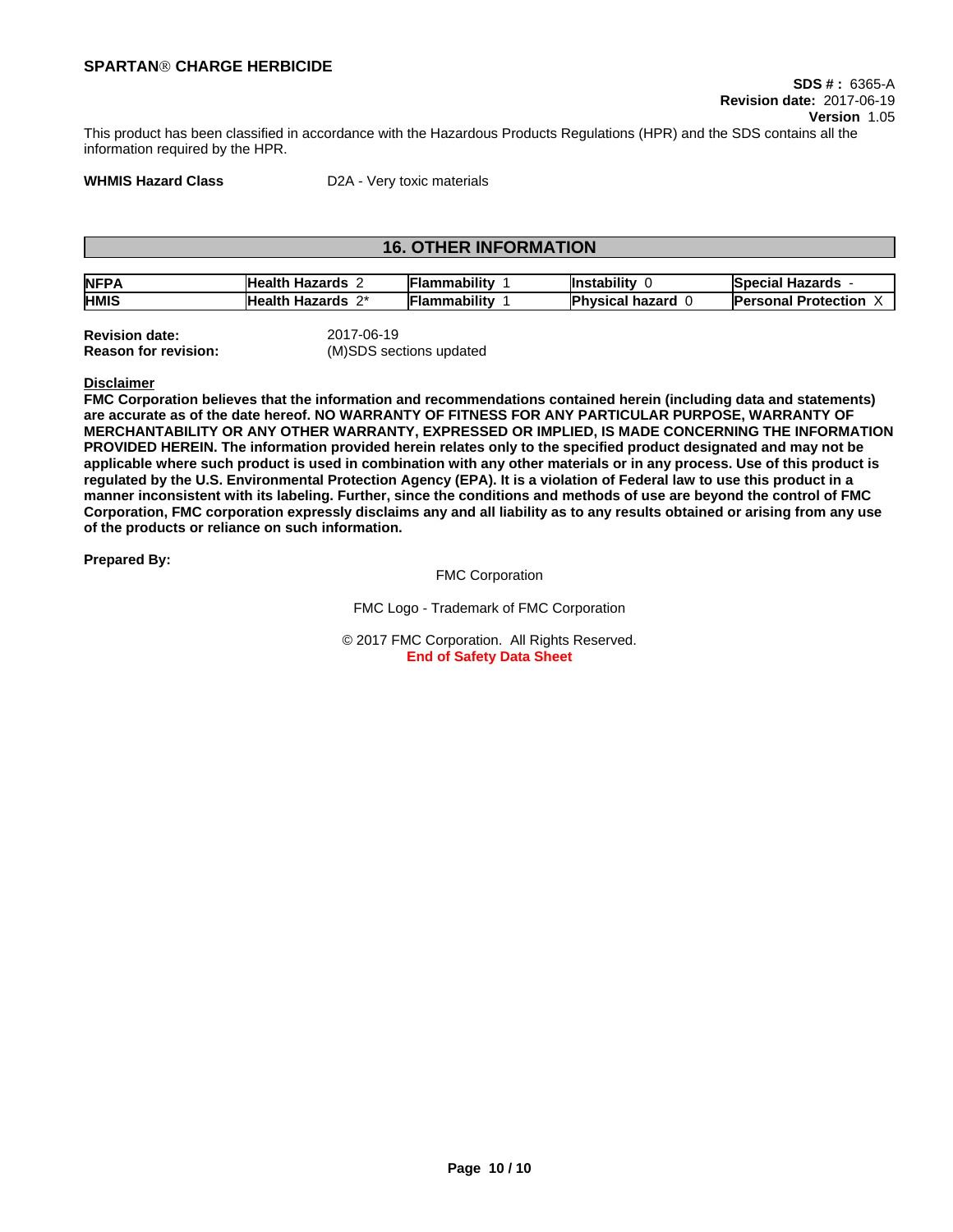This product has been classified in accordance with the Hazardous Products Regulations (HPR) and the SDS contains all the information required by the HPR.

**WHMIS Hazard Class** D2A - Very toxic materials

## 16. OTHER INFORMATION

| | | | | |
|---|---|---|---|---|
| **NFPA** | **Health Hazards** 2 | **Flammability** 1 | **Instability** 0 | **Special Hazards** - |
| **HMIS** | **Health Hazards** 2* | **Flammability** 1 | **Physical hazard** 0 | **Personal Protection** X |

**Revision date:** 2017-06-19
**Reason for revision:** (M)SDS sections updated

**Disclaimer**

**FMC Corporation believes that the information and recommendations contained herein (including data and statements) are accurate as of the date hereof. NO WARRANTY OF FITNESS FOR ANY PARTICULAR PURPOSE, WARRANTY OF MERCHANTABILITY OR ANY OTHER WARRANTY, EXPRESSED OR IMPLIED, IS MADE CONCERNING THE INFORMATION PROVIDED HEREIN. The information provided herein relates only to the specified product designated and may not be applicable where such product is used in combination with any other materials or in any process. Use of this product is regulated by the U.S. Environmental Protection Agency (EPA). It is a violation of Federal law to use this product in a manner inconsistent with its labeling. Further, since the conditions and methods of use are beyond the control of FMC Corporation, FMC corporation expressly disclaims any and all liability as to any results obtained or arising from any use of the products or reliance on such information.**

**Prepared By:**

FMC Corporation

FMC Logo - Trademark of FMC Corporation

© 2017 FMC Corporation. All Rights Reserved.

**End of Safety Data Sheet**